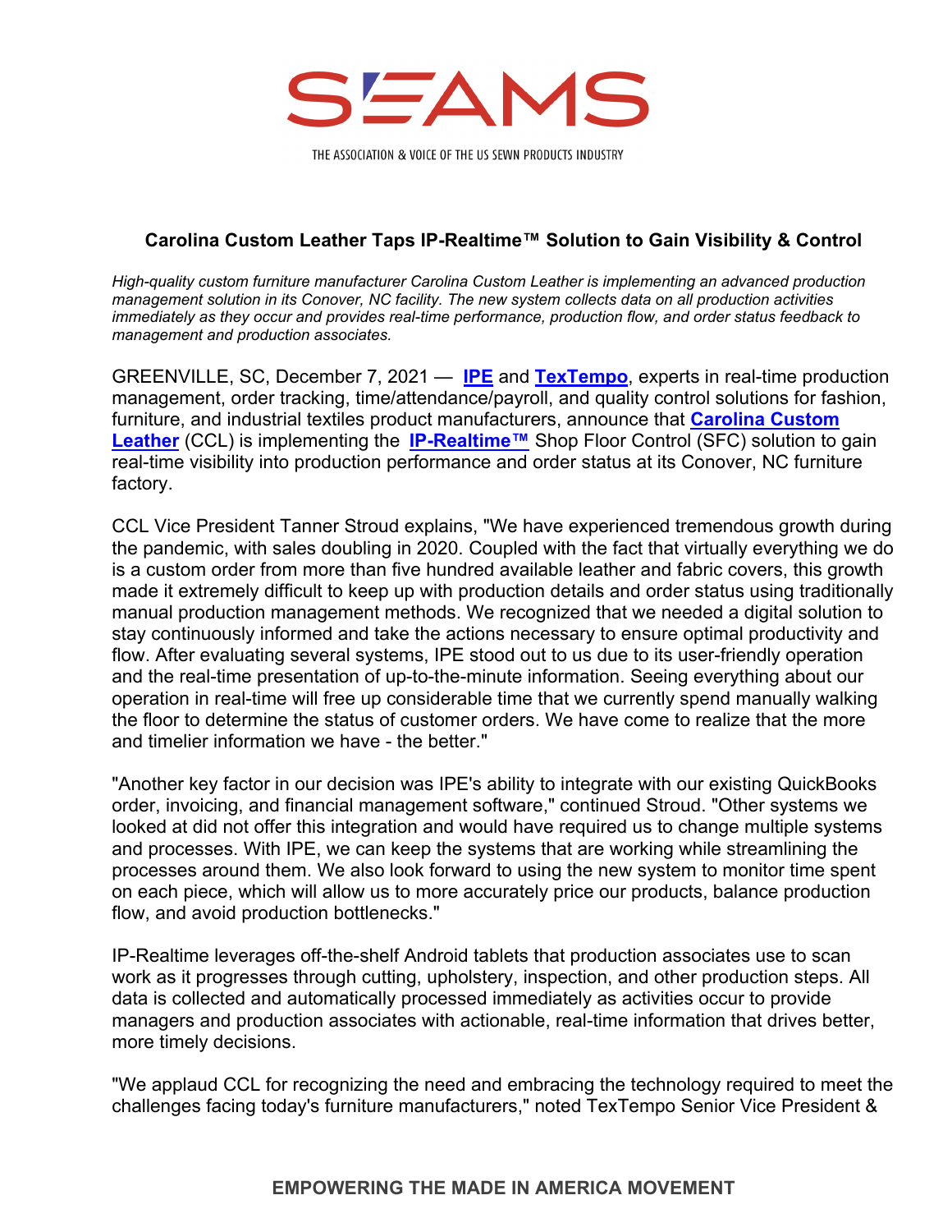# SEAMS

THE ASSOCIATION & VOICE OF THE US SEWN PRODUCTS INDUSTRY

## Carolina Custom Leather Taps IP-Realtime™ Solution to Gain Visibility & Control

*High-quality custom furniture manufacturer Carolina Custom Leather is implementing an advanced production management solution in its Conover, NC facility. The new system collects data on all production activities immediately as they occur and provides real-time performance, production flow, and order status feedback to management and production associates.*

GREENVILLE, SC, December 7, 2021 — **IPE** and **TexTempo**, experts in real-time production management, order tracking, time/attendance/payroll, and quality control solutions for fashion, furniture, and industrial textiles product manufacturers, announce that **Carolina Custom Leather** (CCL) is implementing the **IP-Realtime™** Shop Floor Control (SFC) solution to gain real-time visibility into production performance and order status at its Conover, NC furniture factory.

CCL Vice President Tanner Stroud explains, "We have experienced tremendous growth during the pandemic, with sales doubling in 2020. Coupled with the fact that virtually everything we do is a custom order from more than five hundred available leather and fabric covers, this growth made it extremely difficult to keep up with production details and order status using traditionally manual production management methods. We recognized that we needed a digital solution to stay continuously informed and take the actions necessary to ensure optimal productivity and flow. After evaluating several systems, IPE stood out to us due to its user-friendly operation and the real-time presentation of up-to-the-minute information. Seeing everything about our operation in real-time will free up considerable time that we currently spend manually walking the floor to determine the status of customer orders. We have come to realize that the more and timelier information we have - the better."

"Another key factor in our decision was IPE's ability to integrate with our existing QuickBooks order, invoicing, and financial management software," continued Stroud. "Other systems we looked at did not offer this integration and would have required us to change multiple systems and processes. With IPE, we can keep the systems that are working while streamlining the processes around them. We also look forward to using the new system to monitor time spent on each piece, which will allow us to more accurately price our products, balance production flow, and avoid production bottlenecks."

IP-Realtime leverages off-the-shelf Android tablets that production associates use to scan work as it progresses through cutting, upholstery, inspection, and other production steps. All data is collected and automatically processed immediately as activities occur to provide managers and production associates with actionable, real-time information that drives better, more timely decisions.

"We applaud CCL for recognizing the need and embracing the technology required to meet the challenges facing today's furniture manufacturers," noted TexTempo Senior Vice President &

**EMPOWERING THE MADE IN AMERICA MOVEMENT**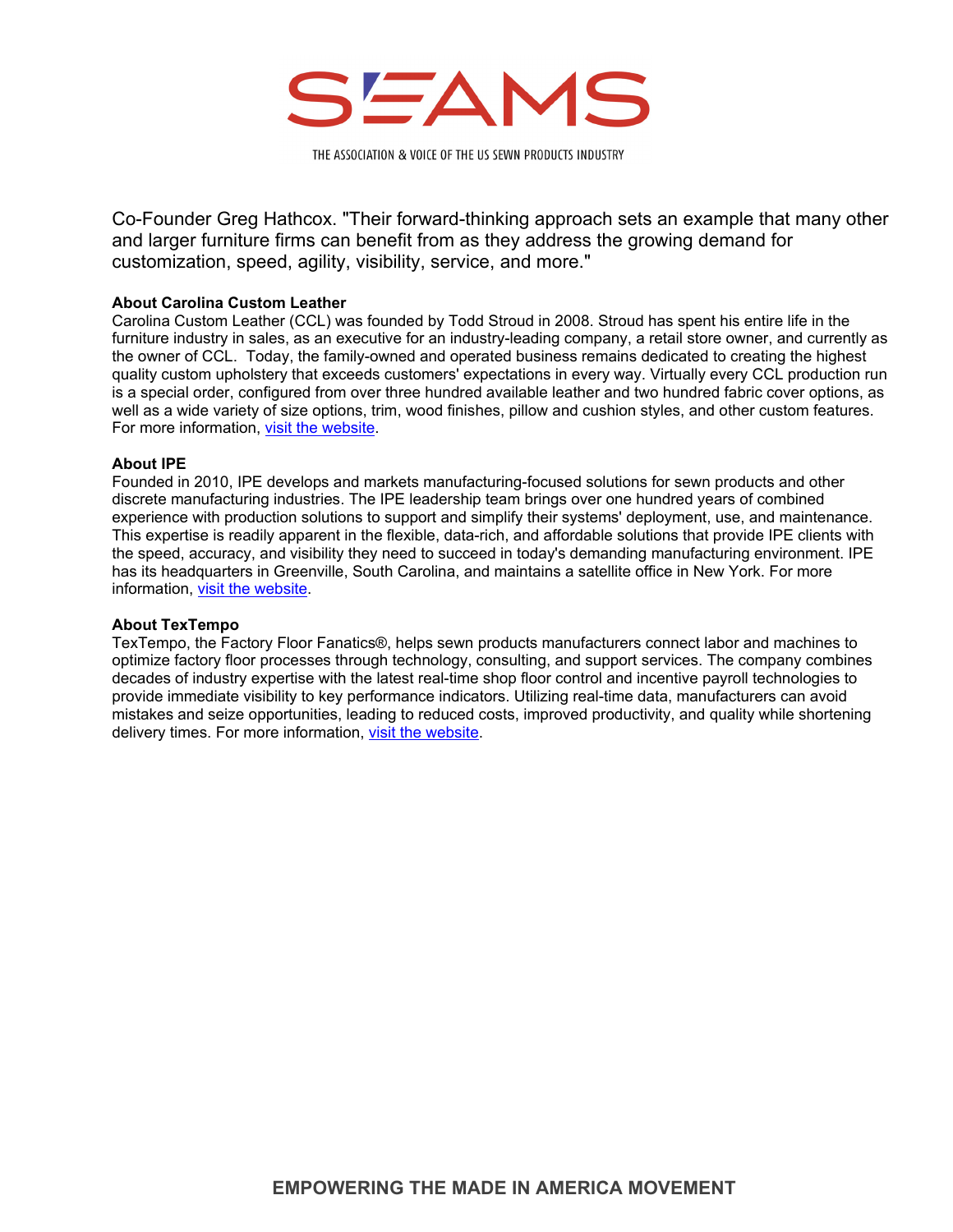Co-Founder Greg Hathcox. "Their forward-thinking approach sets an example that many other and larger furniture firms can benefit from as they address the growing demand for customization, speed, agility, visibility, service, and more."

**About Carolina Custom Leather**
Carolina Custom Leather (CCL) was founded by Todd Stroud in 2008. Stroud has spent his entire life in the furniture industry in sales, as an executive for an industry-leading company, a retail store owner, and currently as the owner of CCL. Today, the family-owned and operated business remains dedicated to creating the highest quality custom upholstery that exceeds customers' expectations in every way. Virtually every CCL production run is a special order, configured from over three hundred available leather and two hundred fabric cover options, as well as a wide variety of size options, trim, wood finishes, pillow and cushion styles, and other custom features. For more information, visit the website.

**About IPE**
Founded in 2010, IPE develops and markets manufacturing-focused solutions for sewn products and other discrete manufacturing industries. The IPE leadership team brings over one hundred years of combined experience with production solutions to support and simplify their systems' deployment, use, and maintenance. This expertise is readily apparent in the flexible, data-rich, and affordable solutions that provide IPE clients with the speed, accuracy, and visibility they need to succeed in today's demanding manufacturing environment. IPE has its headquarters in Greenville, South Carolina, and maintains a satellite office in New York. For more information, visit the website.

**About TexTempo**
TexTempo, the Factory Floor Fanatics®, helps sewn products manufacturers connect labor and machines to optimize factory floor processes through technology, consulting, and support services. The company combines decades of industry expertise with the latest real-time shop floor control and incentive payroll technologies to provide immediate visibility to key performance indicators. Utilizing real-time data, manufacturers can avoid mistakes and seize opportunities, leading to reduced costs, improved productivity, and quality while shortening delivery times. For more information, visit the website.